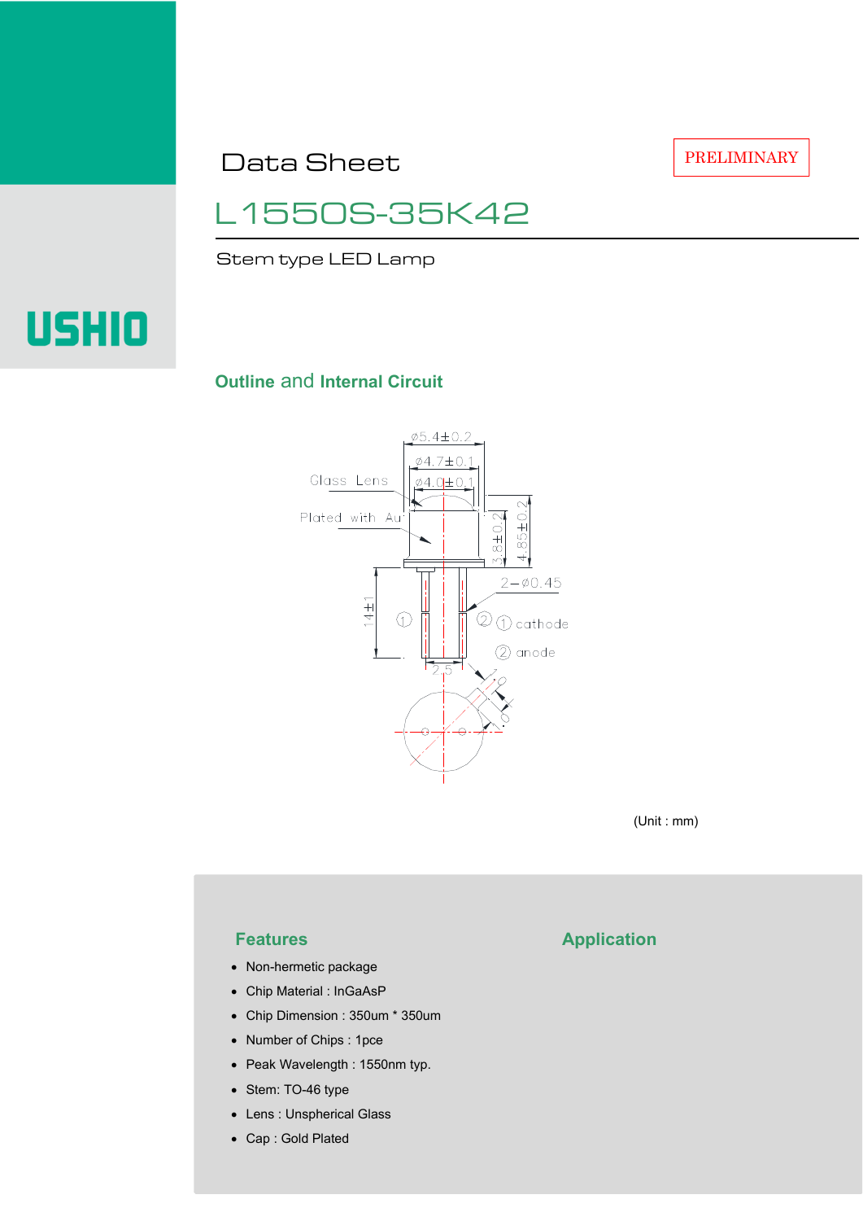Data Sheet

PRELIMINARY

# L1550S-35K42

Stem type LED Lamp

USHIO

## Outline and Internal Circuit

Glass Lens

Plated with Au

ø5.4±0.2

ø4.7±0.1

ø4.0±0.1

3.8±0.2

4.85±0.2

14±1

2−ø0.45

2.5

① cathode

② anode

(Unit : mm)

## Features

- Non-hermetic package
- Chip Material : InGaAsP
- Chip Dimension : 350um * 350um
- Number of Chips : 1pce
- Peak Wavelength : 1550nm typ.
- Stem: TO-46 type
- Lens : Unspherical Glass
- Cap : Gold Plated

## Application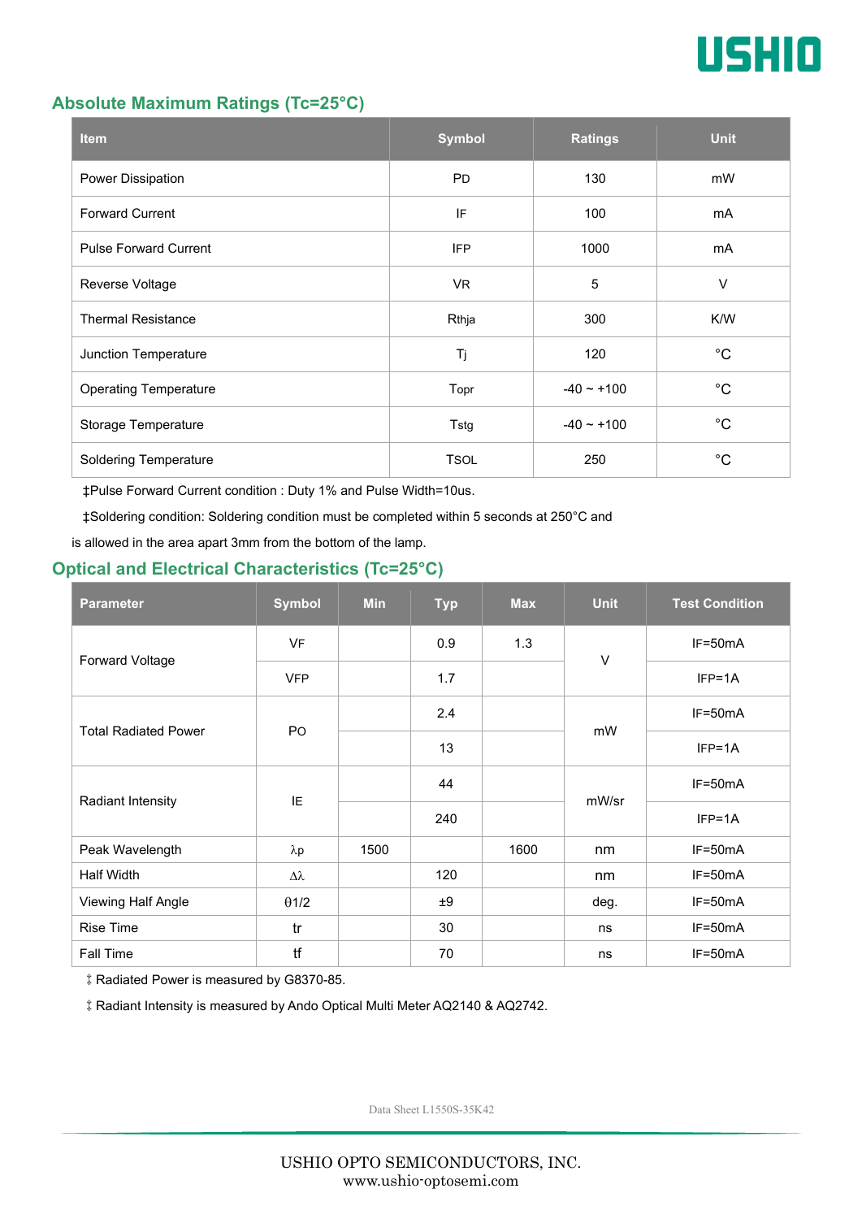## Absolute Maximum Ratings (Tc=25°C)

| Item | Symbol | Ratings | Unit |
|---|---|---|---|
| Power Dissipation | PD | 130 | mW |
| Forward Current | IF | 100 | mA |
| Pulse Forward Current | IFP | 1000 | mA |
| Reverse Voltage | VR | 5 | V |
| Thermal Resistance | Rthja | 300 | K/W |
| Junction Temperature | Tj | 120 | °C |
| Operating Temperature | Topr | -40 ~ +100 | °C |
| Storage Temperature | Tstg | -40 ~ +100 | °C |
| Soldering Temperature | TSOL | 250 | °C |

‡Pulse Forward Current condition : Duty 1% and Pulse Width=10us.

‡Soldering condition: Soldering condition must be completed within 5 seconds at 250°C and is allowed in the area apart 3mm from the bottom of the lamp.

## Optical and Electrical Characteristics (Tc=25°C)

| Parameter | Symbol | Min | Typ | Max | Unit | Test Condition |
|---|---|---|---|---|---|---|
| Forward Voltage | VF | | 0.9 | 1.3 | V | IF=50mA |
| | VFP | | 1.7 | | | IFP=1A |
| Total Radiated Power | PO | | 2.4 | | mW | IF=50mA |
| | | | 13 | | | IFP=1A |
| Radiant Intensity | IE | | 44 | | mW/sr | IF=50mA |
| | | | 240 | | | IFP=1A |
| Peak Wavelength | λp | 1500 | | 1600 | nm | IF=50mA |
| Half Width | Δλ | | 120 | | nm | IF=50mA |
| Viewing Half Angle | θ1/2 | | ±9 | | deg. | IF=50mA |
| Rise Time | tr | | 30 | | ns | IF=50mA |
| Fall Time | tf | | 70 | | ns | IF=50mA |

‡ Radiated Power is measured by G8370-85.

‡ Radiant Intensity is measured by Ando Optical Multi Meter AQ2140 & AQ2742.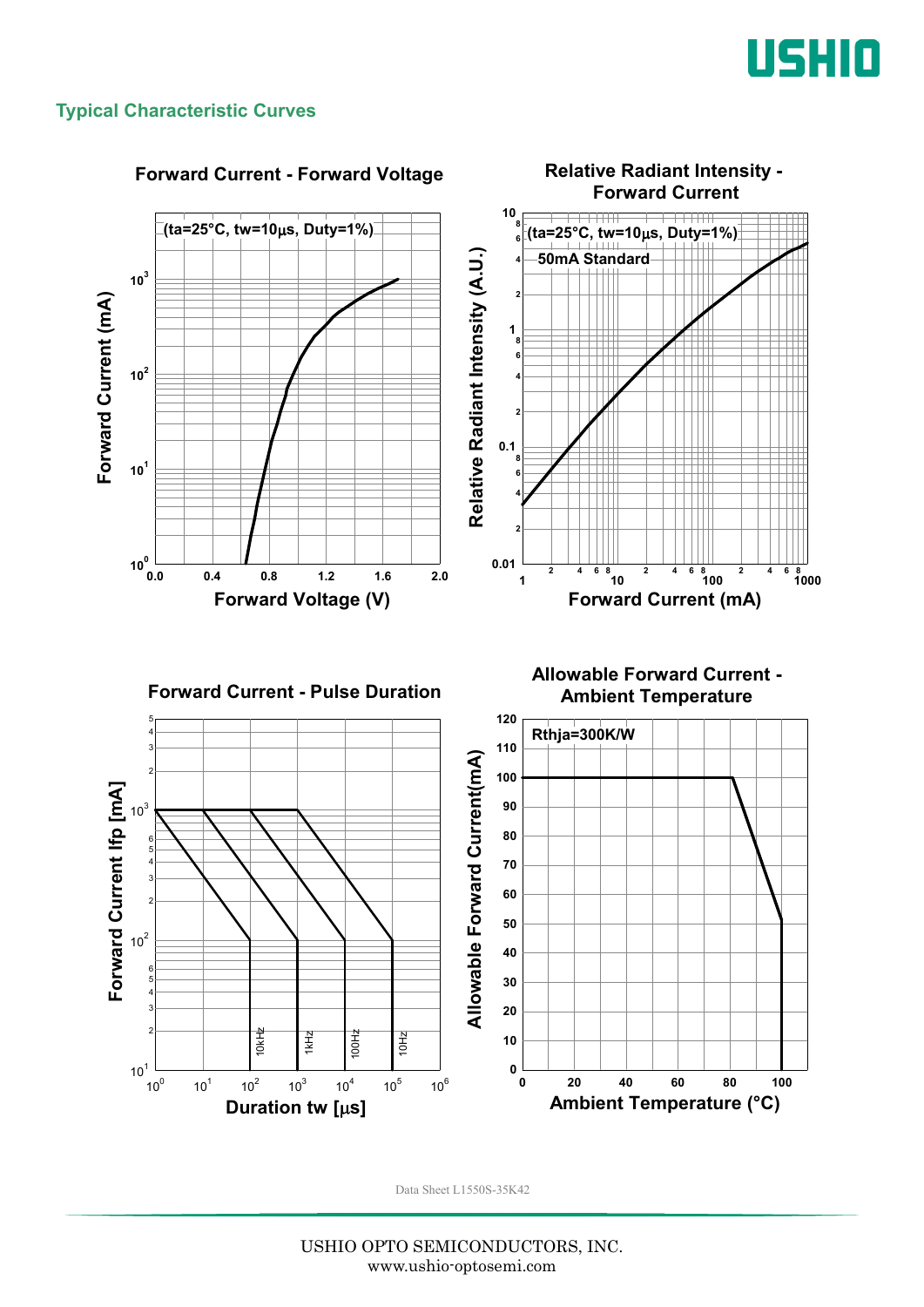## Typical Characteristic Curves

### Forward Current - Forward Voltage

(ta=25°C, tw=10μs, Duty=1%)

Forward Current (mA)

Forward Voltage (V)

### Relative Radiant Intensity - Forward Current

(ta=25°C, tw=10μs, Duty=1%)

50mA Standard

Relative Radiant Intensity (A.U.)

Forward Current (mA)

### Forward Current - Pulse Duration

Forward Current Ifp [mA]

Duration tw [μs]

10kHz, 1kHz, 100Hz, 10Hz

### Allowable Forward Current - Ambient Temperature

Rthja=300K/W

Allowable Forward Current(mA)

Ambient Temperature (°C)

Data Sheet L1550S-35K42

USHIO OPTO SEMICONDUCTORS, INC.
www.ushio-optosemi.com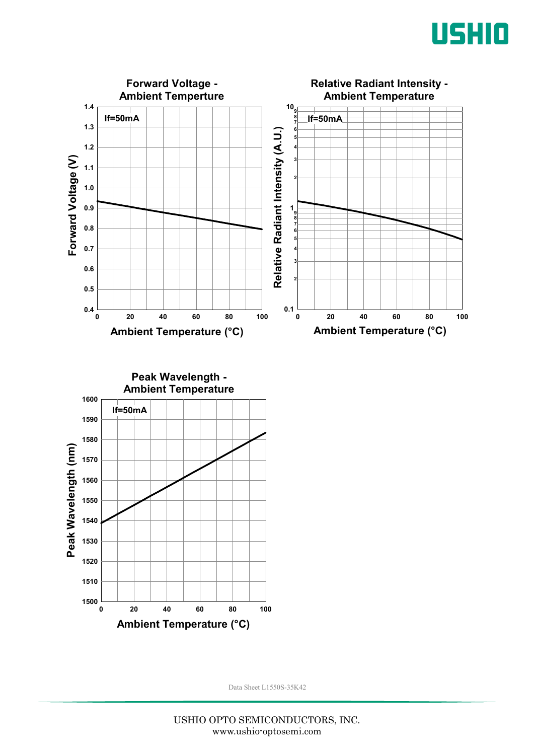**Forward Voltage - Ambient Temperture**

If=50mA

Forward Voltage (V)

Ambient Temperature (°C)

**Relative Radiant Intensity - Ambient Temperature**

If=50mA

Relative Radiant Intensity (A.U.)

Ambient Temperature (°C)

**Peak Wavelength - Ambient Temperature**

If=50mA

Peak Wavelength (nm)

Ambient Temperature (°C)

Data Sheet L1550S-35K42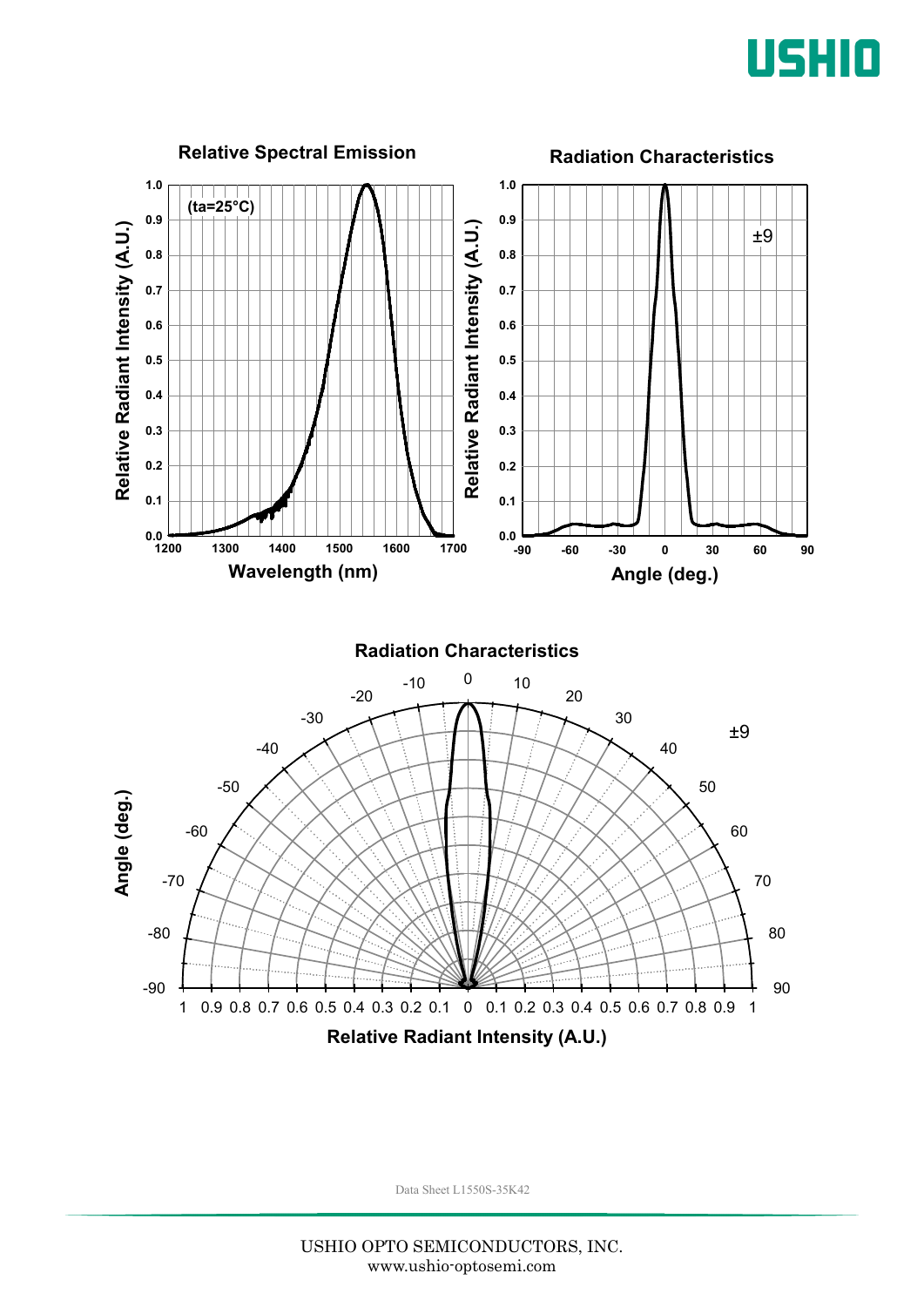### Relative Spectral Emission

(ta=25°C)

Relative Radiant Intensity (A.U.) vs. Wavelength (nm)

### Radiation Characteristics

±9

Relative Radiant Intensity (A.U.) vs. Angle (deg.)

### Radiation Characteristics

±9

Angle (deg.) / Relative Radiant Intensity (A.U.)

Data Sheet L1550S-35K42

USHIO OPTO SEMICONDUCTORS, INC.
www.ushio-optosemi.com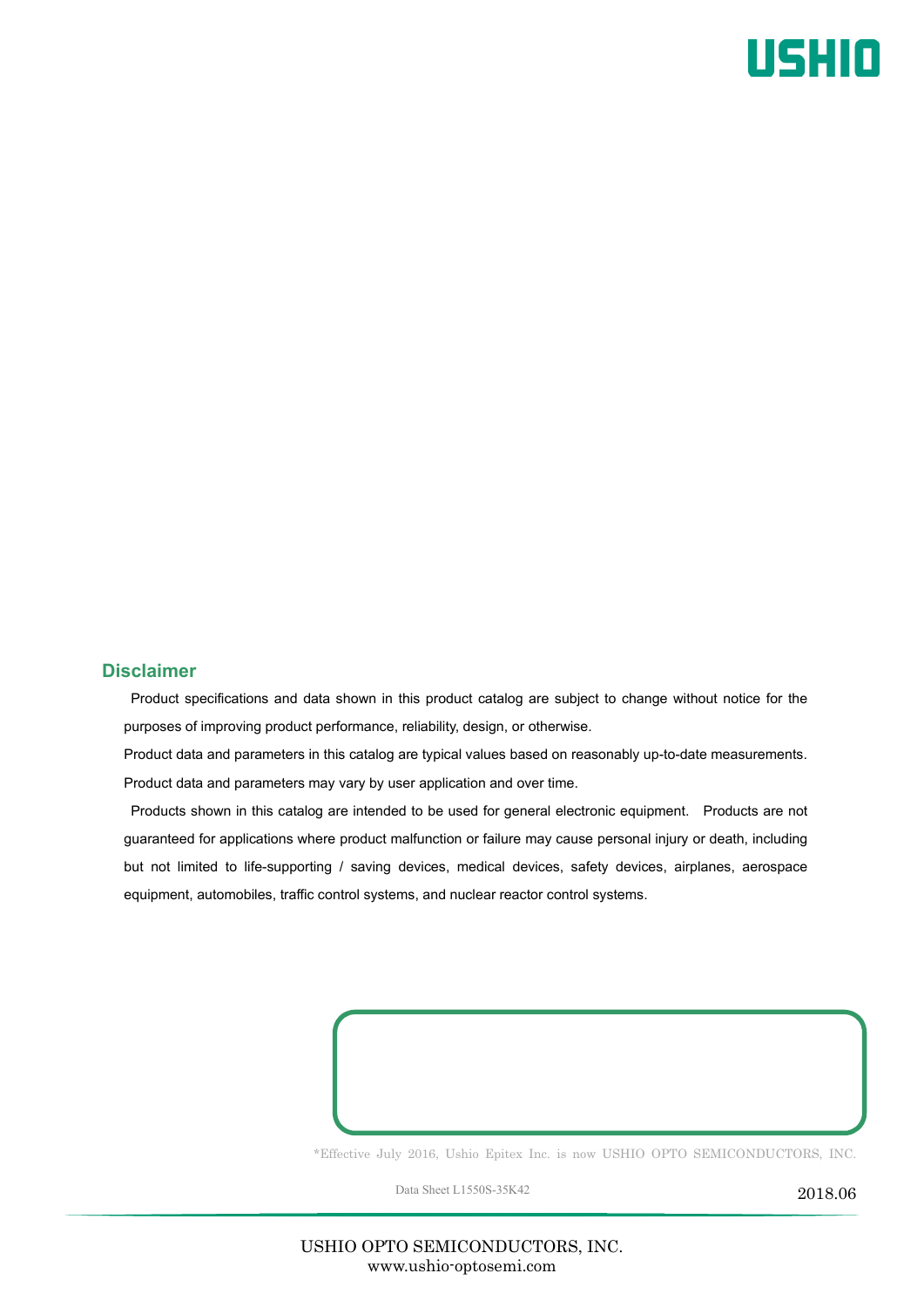## Disclaimer

Product specifications and data shown in this product catalog are subject to change without notice for the purposes of improving product performance, reliability, design, or otherwise.

Product data and parameters in this catalog are typical values based on reasonably up-to-date measurements. Product data and parameters may vary by user application and over time.

Products shown in this catalog are intended to be used for general electronic equipment. Products are not guaranteed for applications where product malfunction or failure may cause personal injury or death, including but not limited to life-supporting / saving devices, medical devices, safety devices, airplanes, aerospace equipment, automobiles, traffic control systems, and nuclear reactor control systems.

*Effective July 2016, Ushio Epitex Inc. is now USHIO OPTO SEMICONDUCTORS, INC.

Data Sheet L1550S-35K42

2018.06

USHIO OPTO SEMICONDUCTORS, INC.
www.ushio-optosemi.com